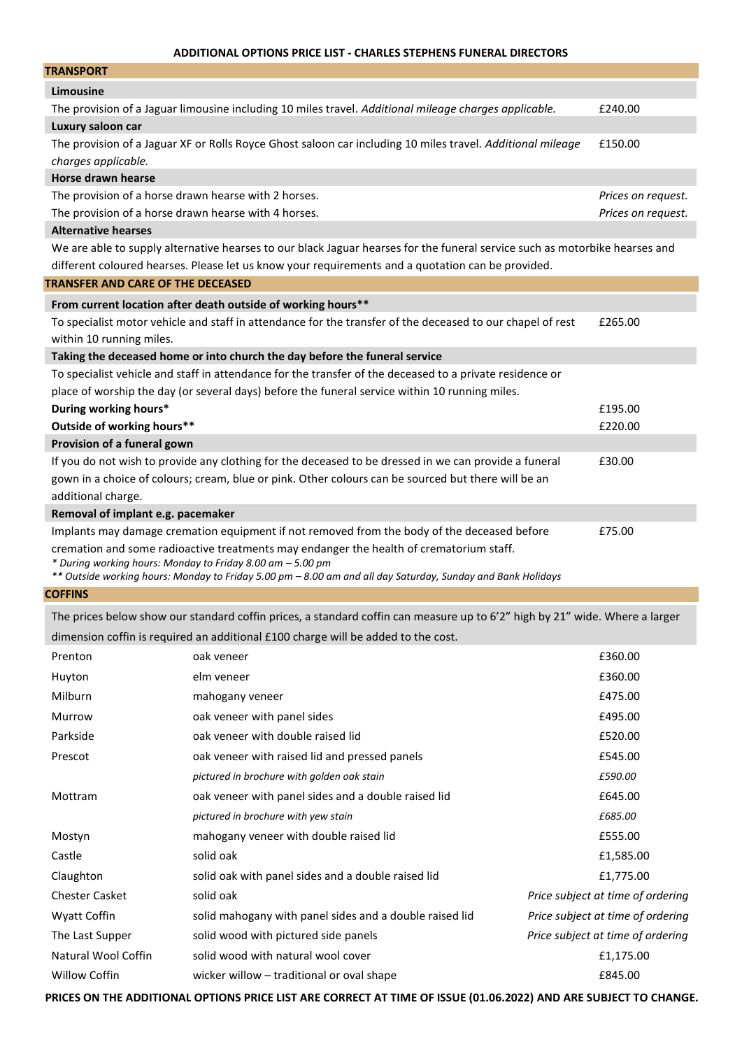# ADDITIONAL OPTIONS PRICE LIST - CHARLES STEPHENS FUNERAL DIRECTORS

## TRANSPORT

**Limousine**

| | |
|---|---|
| The provision of a Jaguar limousine including 10 miles travel. *Additional mileage charges applicable.* | £240.00 |

**Luxury saloon car**

| | |
|---|---|
| The provision of a Jaguar XF or Rolls Royce Ghost saloon car including 10 miles travel. *Additional mileage charges applicable.* | £150.00 |

**Horse drawn hearse**

| | |
|---|---|
| The provision of a horse drawn hearse with 2 horses. | *Prices on request.* |
| The provision of a horse drawn hearse with 4 horses. | *Prices on request.* |

**Alternative hearses**

We are able to supply alternative hearses to our black Jaguar hearses for the funeral service such as motorbike hearses and different coloured hearses. Please let us know your requirements and a quotation can be provided.

## TRANSFER AND CARE OF THE DECEASED

**From current location after death outside of working hours****

| | |
|---|---|
| To specialist motor vehicle and staff in attendance for the transfer of the deceased to our chapel of rest within 10 running miles. | £265.00 |

**Taking the deceased home or into church the day before the funeral service**

To specialist vehicle and staff in attendance for the transfer of the deceased to a private residence or place of worship the day (or several days) before the funeral service within 10 running miles.

| | |
|---|---|
| **During working hours*** | £195.00 |
| **Outside of working hours**** | £220.00 |

**Provision of a funeral gown**

| | |
|---|---|
| If you do not wish to provide any clothing for the deceased to be dressed in we can provide a funeral gown in a choice of colours; cream, blue or pink. Other colours can be sourced but there will be an additional charge. | £30.00 |

**Removal of implant e.g. pacemaker**

| | |
|---|---|
| Implants may damage cremation equipment if not removed from the body of the deceased before cremation and some radioactive treatments may endanger the health of crematorium staff. | £75.00 |

*\* During working hours: Monday to Friday 8.00 am – 5.00 pm*

*\*\* Outside working hours: Monday to Friday 5.00 pm – 8.00 am and all day Saturday, Sunday and Bank Holidays*

## COFFINS

The prices below show our standard coffin prices, a standard coffin can measure up to 6'2" high by 21" wide. Where a larger dimension coffin is required an additional £100 charge will be added to the cost.

| | | |
|---|---|---|
| Prenton | oak veneer | £360.00 |
| Huyton | elm veneer | £360.00 |
| Milburn | mahogany veneer | £475.00 |
| Murrow | oak veneer with panel sides | £495.00 |
| Parkside | oak veneer with double raised lid | £520.00 |
| Prescot | oak veneer with raised lid and pressed panels | £545.00 |
| | *pictured in brochure with golden oak stain* | *£590.00* |
| Mottram | oak veneer with panel sides and a double raised lid | £645.00 |
| | *pictured in brochure with yew stain* | *£685.00* |
| Mostyn | mahogany veneer with double raised lid | £555.00 |
| Castle | solid oak | £1,585.00 |
| Claughton | solid oak with panel sides and a double raised lid | £1,775.00 |
| Chester Casket | solid oak | *Price subject at time of ordering* |
| Wyatt Coffin | solid mahogany with panel sides and a double raised lid | *Price subject at time of ordering* |
| The Last Supper | solid wood with pictured side panels | *Price subject at time of ordering* |
| Natural Wool Coffin | solid wood with natural wool cover | £1,175.00 |
| Willow Coffin | wicker willow – traditional or oval shape | £845.00 |

**PRICES ON THE ADDITIONAL OPTIONS PRICE LIST ARE CORRECT AT TIME OF ISSUE (01.06.2022) AND ARE SUBJECT TO CHANGE.**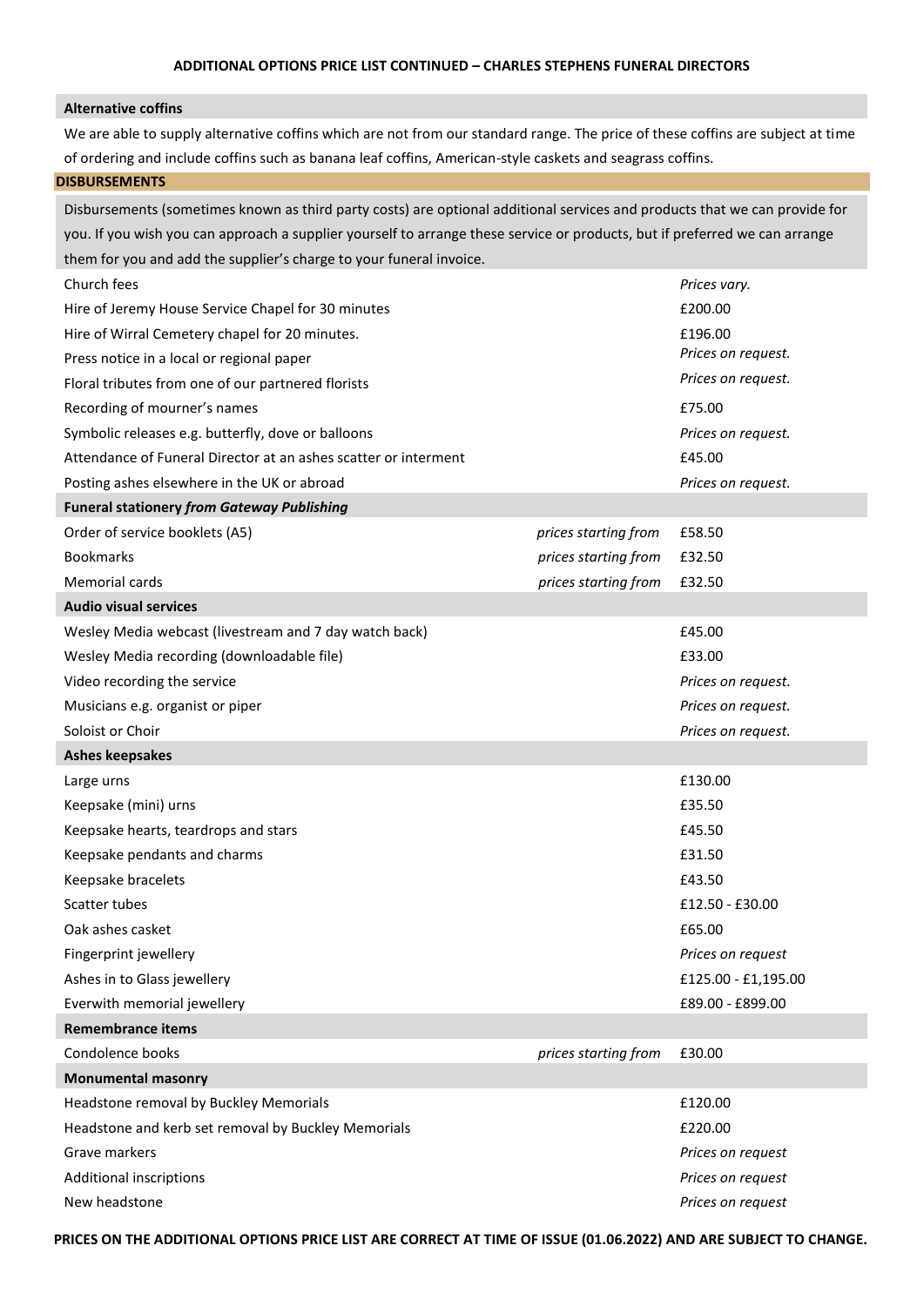**ADDITIONAL OPTIONS PRICE LIST CONTINUED – CHARLES STEPHENS FUNERAL DIRECTORS**

**Alternative coffins**

We are able to supply alternative coffins which are not from our standard range. The price of these coffins are subject at time of ordering and include coffins such as banana leaf coffins, American-style caskets and seagrass coffins.

**DISBURSEMENTS**

Disbursements (sometimes known as third party costs) are optional additional services and products that we can provide for you. If you wish you can approach a supplier yourself to arrange these service or products, but if preferred we can arrange them for you and add the supplier's charge to your funeral invoice.

| Item | | Price |
|---|---|---|
| Church fees | | *Prices vary.* |
| Hire of Jeremy House Service Chapel for 30 minutes | | £200.00 |
| Hire of Wirral Cemetery chapel for 20 minutes. | | £196.00 |
| Press notice in a local or regional paper | | *Prices on request.* |
| Floral tributes from one of our partnered florists | | *Prices on request.* |
| Recording of mourner's names | | £75.00 |
| Symbolic releases e.g. butterfly, dove or balloons | | *Prices on request.* |
| Attendance of Funeral Director at an ashes scatter or interment | | £45.00 |
| Posting ashes elsewhere in the UK or abroad | | *Prices on request.* |
| **Funeral stationery *from Gateway Publishing*** | | |
| Order of service booklets (A5) | *prices starting from* | £58.50 |
| Bookmarks | *prices starting from* | £32.50 |
| Memorial cards | *prices starting from* | £32.50 |
| **Audio visual services** | | |
| Wesley Media webcast (livestream and 7 day watch back) | | £45.00 |
| Wesley Media recording (downloadable file) | | £33.00 |
| Video recording the service | | *Prices on request.* |
| Musicians e.g. organist or piper | | *Prices on request.* |
| Soloist or Choir | | *Prices on request.* |
| **Ashes keepsakes** | | |
| Large urns | | £130.00 |
| Keepsake (mini) urns | | £35.50 |
| Keepsake hearts, teardrops and stars | | £45.50 |
| Keepsake pendants and charms | | £31.50 |
| Keepsake bracelets | | £43.50 |
| Scatter tubes | | £12.50 - £30.00 |
| Oak ashes casket | | £65.00 |
| Fingerprint jewellery | | *Prices on request* |
| Ashes in to Glass jewellery | | £125.00 - £1,195.00 |
| Everwith memorial jewellery | | £89.00 - £899.00 |
| **Remembrance items** | | |
| Condolence books | *prices starting from* | £30.00 |
| **Monumental masonry** | | |
| Headstone removal by Buckley Memorials | | £120.00 |
| Headstone and kerb set removal by Buckley Memorials | | £220.00 |
| Grave markers | | *Prices on request* |
| Additional inscriptions | | *Prices on request* |
| New headstone | | *Prices on request* |

**PRICES ON THE ADDITIONAL OPTIONS PRICE LIST ARE CORRECT AT TIME OF ISSUE (01.06.2022) AND ARE SUBJECT TO CHANGE.**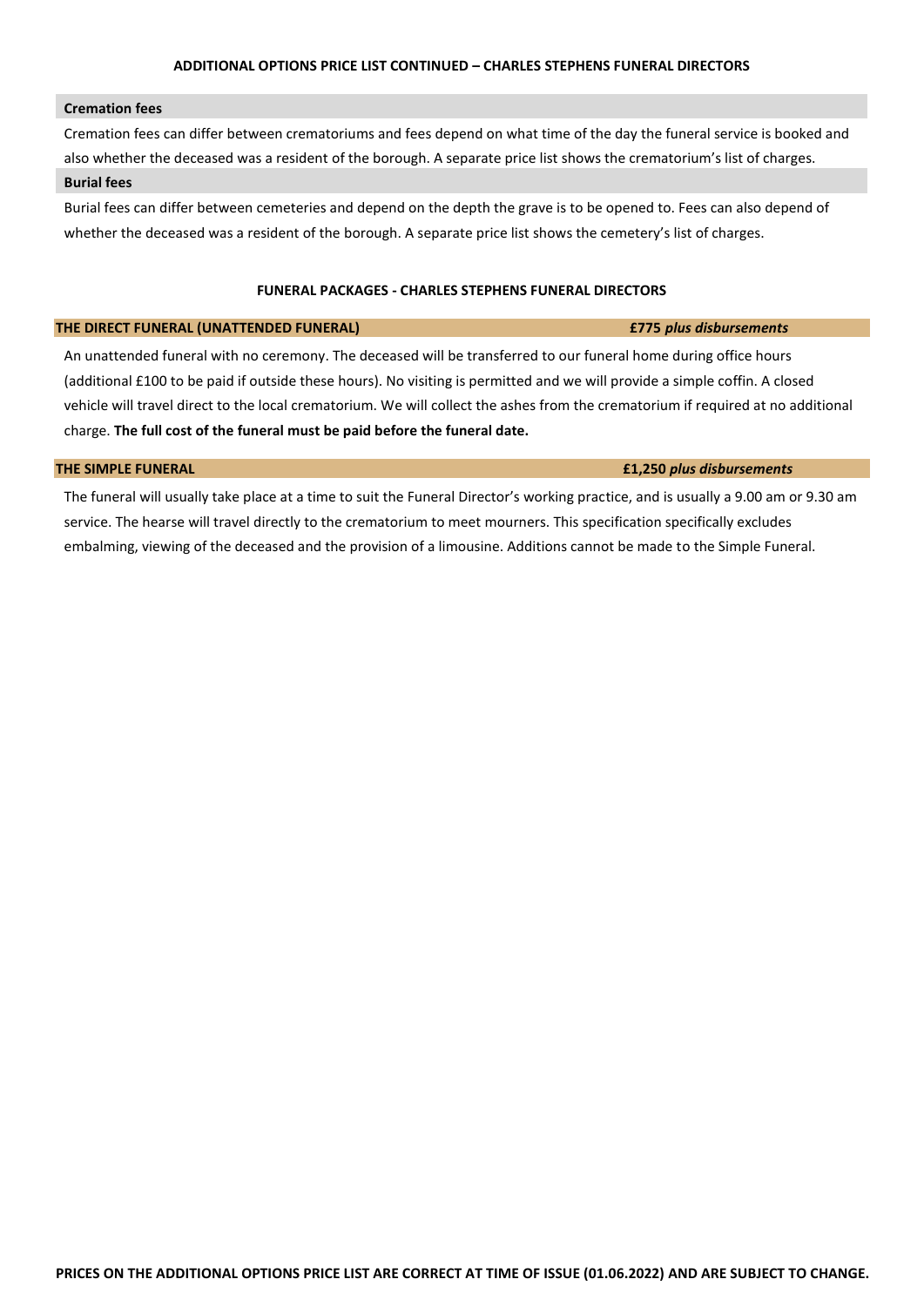## ADDITIONAL OPTIONS PRICE LIST CONTINUED – CHARLES STEPHENS FUNERAL DIRECTORS

### Cremation fees

Cremation fees can differ between crematoriums and fees depend on what time of the day the funeral service is booked and also whether the deceased was a resident of the borough. A separate price list shows the crematorium's list of charges.

### Burial fees

Burial fees can differ between cemeteries and depend on the depth the grave is to be opened to. Fees can also depend of whether the deceased was a resident of the borough. A separate price list shows the cemetery's list of charges.

## FUNERAL PACKAGES - CHARLES STEPHENS FUNERAL DIRECTORS

### THE DIRECT FUNERAL (UNATTENDED FUNERAL) — **£775** ***plus disbursements***

An unattended funeral with no ceremony. The deceased will be transferred to our funeral home during office hours (additional £100 to be paid if outside these hours). No visiting is permitted and we will provide a simple coffin. A closed vehicle will travel direct to the local crematorium. We will collect the ashes from the crematorium if required at no additional charge. **The full cost of the funeral must be paid before the funeral date.**

### THE SIMPLE FUNERAL — **£1,250** ***plus disbursements***

The funeral will usually take place at a time to suit the Funeral Director's working practice, and is usually a 9.00 am or 9.30 am service. The hearse will travel directly to the crematorium to meet mourners. This specification specifically excludes embalming, viewing of the deceased and the provision of a limousine. Additions cannot be made to the Simple Funeral.

**PRICES ON THE ADDITIONAL OPTIONS PRICE LIST ARE CORRECT AT TIME OF ISSUE (01.06.2022) AND ARE SUBJECT TO CHANGE.**